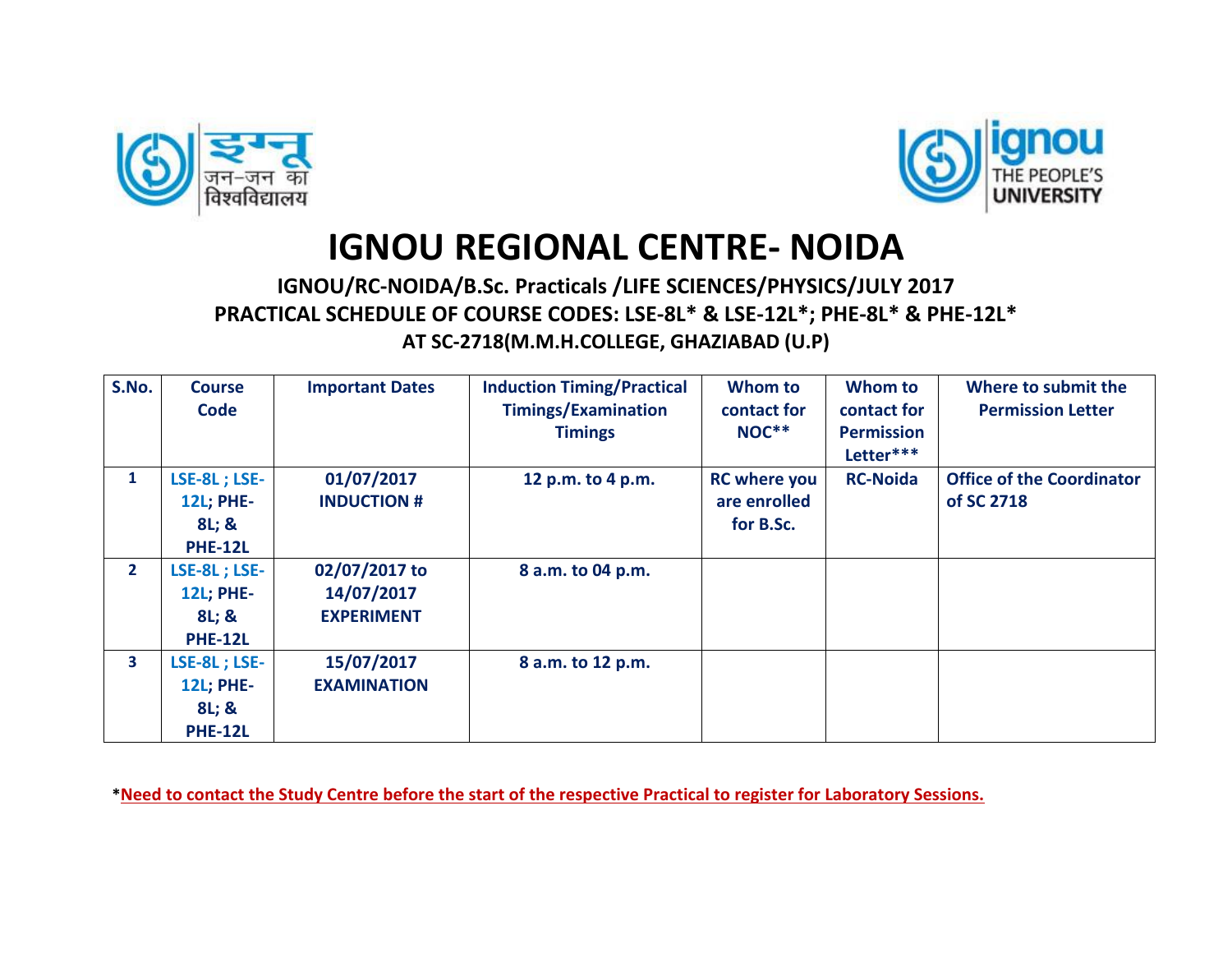# IGNOU REGIONAL CENTRE- NOIDA

### IGNOU/RC-NOIDA/B.Sc. Practicals /LIFE SCIENCES/PHYSICS/JULY 2017

### PRACTICAL SCHEDULE OF COURSE CODES: LSE-8L* & LSE-12L*; PHE-8L* & PHE-12L*

### AT SC-2718(M.M.H.COLLEGE, GHAZIABAD (U.P)

| S.No. | Course Code | Important Dates | Induction Timing/Practical Timings/Examination Timings | Whom to contact for NOC** | Whom to contact for Permission Letter*** | Where to submit the Permission Letter |
|---|---|---|---|---|---|---|
| 1 | LSE-8L ; LSE-12L; PHE-8L; & PHE-12L | 01/07/2017 INDUCTION # | 12 p.m. to 4 p.m. | RC where you are enrolled for B.Sc. | RC-Noida | Office of the Coordinator of SC 2718 |
| 2 | LSE-8L ; LSE-12L; PHE-8L; & PHE-12L | 02/07/2017 to 14/07/2017 EXPERIMENT | 8 a.m. to 04 p.m. | | | |
| 3 | LSE-8L ; LSE-12L; PHE-8L; & PHE-12L | 15/07/2017 EXAMINATION | 8 a.m. to 12 p.m. | | | |

***Need to contact the Study Centre before the start of the respective Practical to register for Laboratory Sessions.**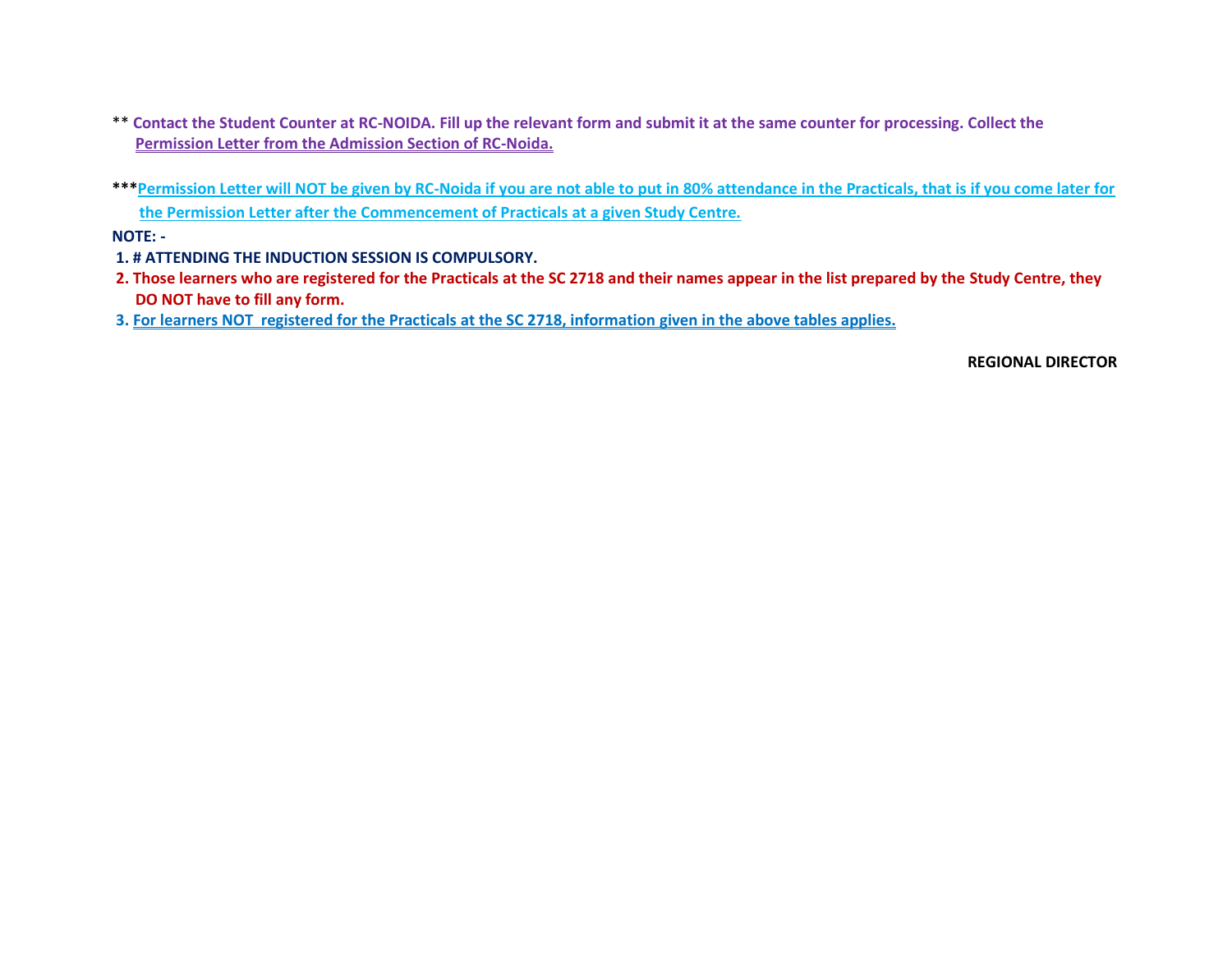** **Contact the Student Counter at RC-NOIDA. Fill up the relevant form and submit it at the same counter for processing. Collect the Permission Letter from the Admission Section of RC-Noida.**

*****Permission Letter will NOT be given by RC-Noida if you are not able to put in 80% attendance in the Practicals, that is if you come later for the Permission Letter after the Commencement of Practicals at a given Study Centre.**

**NOTE: -**

1. **# ATTENDING THE INDUCTION SESSION IS COMPULSORY.**
2. **Those learners who are registered for the Practicals at the SC 2718 and their names appear in the list prepared by the Study Centre, they DO NOT have to fill any form.**
3. **For learners NOT registered for the Practicals at the SC 2718, information given in the above tables applies.**

**REGIONAL DIRECTOR**